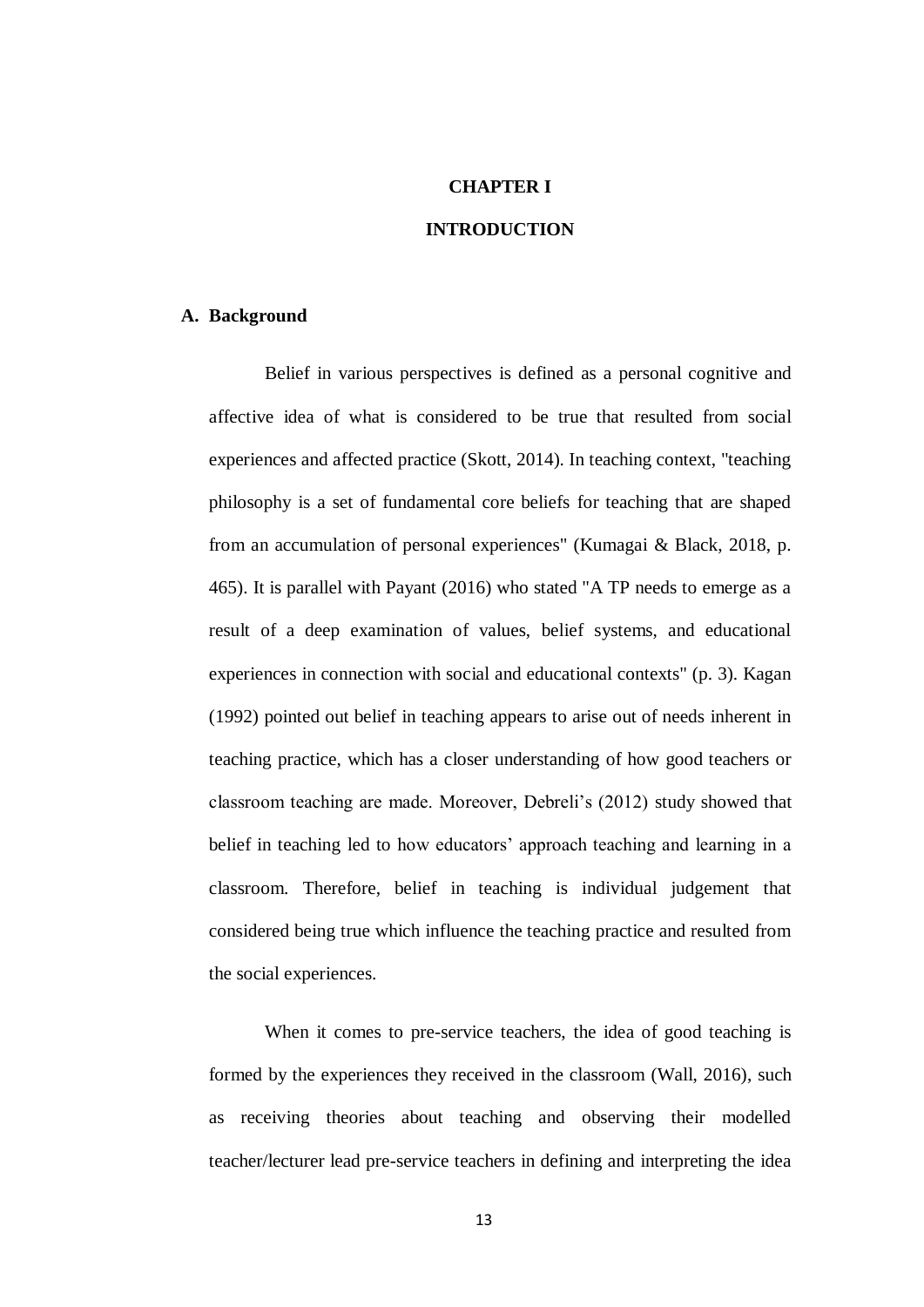# CHAPTER I

# INTRODUCTION

## A. Background

Belief in various perspectives is defined as a personal cognitive and affective idea of what is considered to be true that resulted from social experiences and affected practice (Skott, 2014). In teaching context, "teaching philosophy is a set of fundamental core beliefs for teaching that are shaped from an accumulation of personal experiences" (Kumagai & Black, 2018, p. 465). It is parallel with Payant (2016) who stated "A TP needs to emerge as a result of a deep examination of values, belief systems, and educational experiences in connection with social and educational contexts" (p. 3). Kagan (1992) pointed out belief in teaching appears to arise out of needs inherent in teaching practice, which has a closer understanding of how good teachers or classroom teaching are made. Moreover, Debreli's (2012) study showed that belief in teaching led to how educators' approach teaching and learning in a classroom. Therefore, belief in teaching is individual judgement that considered being true which influence the teaching practice and resulted from the social experiences.

When it comes to pre-service teachers, the idea of good teaching is formed by the experiences they received in the classroom (Wall, 2016), such as receiving theories about teaching and observing their modelled teacher/lecturer lead pre-service teachers in defining and interpreting the idea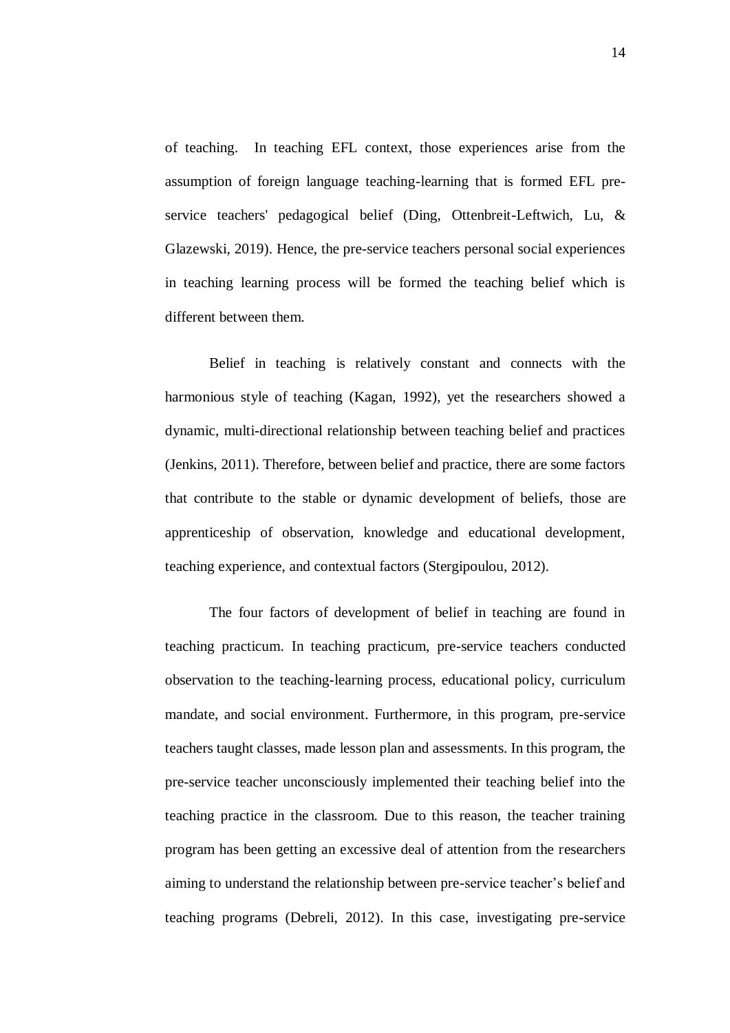of teaching. In teaching EFL context, those experiences arise from the assumption of foreign language teaching-learning that is formed EFL pre-service teachers' pedagogical belief (Ding, Ottenbreit-Leftwich, Lu, & Glazewski, 2019). Hence, the pre-service teachers personal social experiences in teaching learning process will be formed the teaching belief which is different between them.

Belief in teaching is relatively constant and connects with the harmonious style of teaching (Kagan, 1992), yet the researchers showed a dynamic, multi-directional relationship between teaching belief and practices (Jenkins, 2011). Therefore, between belief and practice, there are some factors that contribute to the stable or dynamic development of beliefs, those are apprenticeship of observation, knowledge and educational development, teaching experience, and contextual factors (Stergipoulou, 2012).

The four factors of development of belief in teaching are found in teaching practicum. In teaching practicum, pre-service teachers conducted observation to the teaching-learning process, educational policy, curriculum mandate, and social environment. Furthermore, in this program, pre-service teachers taught classes, made lesson plan and assessments. In this program, the pre-service teacher unconsciously implemented their teaching belief into the teaching practice in the classroom. Due to this reason, the teacher training program has been getting an excessive deal of attention from the researchers aiming to understand the relationship between pre-service teacher's belief and teaching programs (Debreli, 2012). In this case, investigating pre-service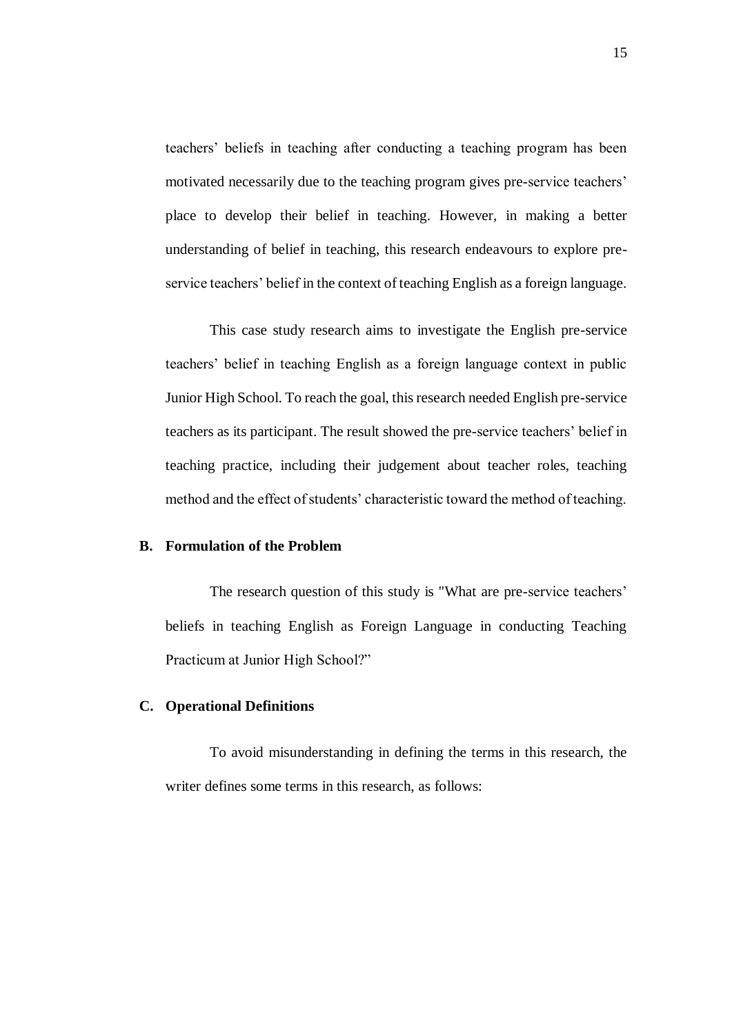teachers' beliefs in teaching after conducting a teaching program has been motivated necessarily due to the teaching program gives pre-service teachers' place to develop their belief in teaching. However, in making a better understanding of belief in teaching, this research endeavours to explore pre-service teachers' belief in the context of teaching English as a foreign language.

This case study research aims to investigate the English pre-service teachers' belief in teaching English as a foreign language context in public Junior High School. To reach the goal, this research needed English pre-service teachers as its participant. The result showed the pre-service teachers' belief in teaching practice, including their judgement about teacher roles, teaching method and the effect of students' characteristic toward the method of teaching.

## B. Formulation of the Problem

The research question of this study is "What are pre-service teachers' beliefs in teaching English as Foreign Language in conducting Teaching Practicum at Junior High School?"

## C. Operational Definitions

To avoid misunderstanding in defining the terms in this research, the writer defines some terms in this research, as follows: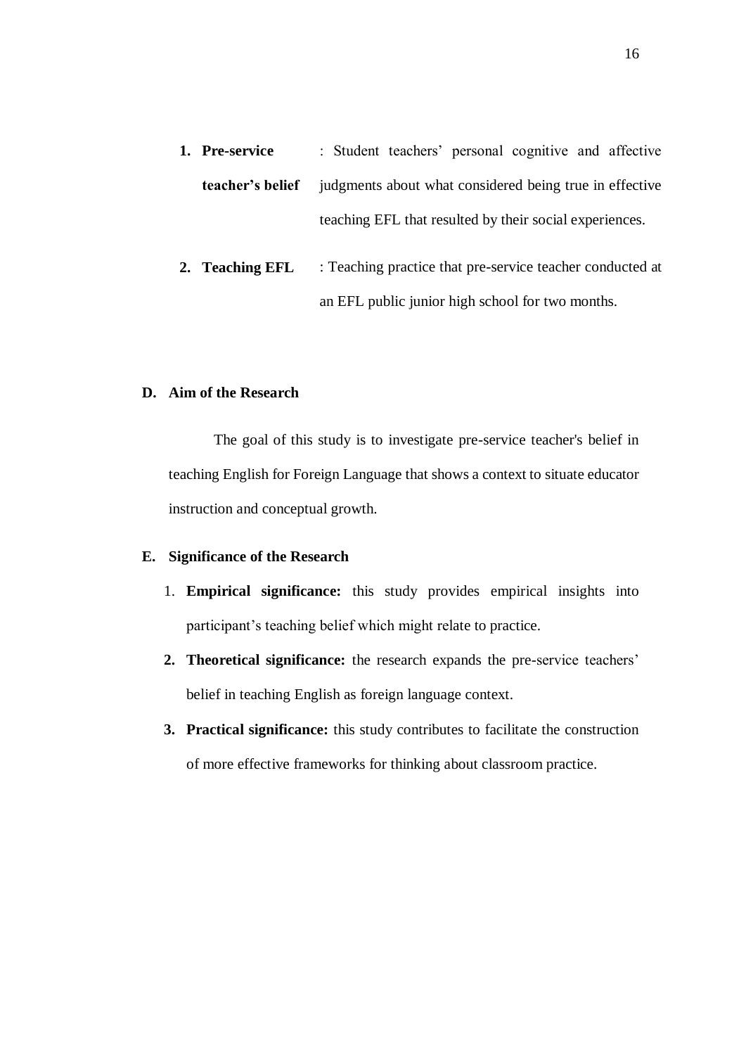1. **Pre-service teacher's belief** : Student teachers' personal cognitive and affective judgments about what considered being true in effective teaching EFL that resulted by their social experiences.
2. **Teaching EFL** : Teaching practice that pre-service teacher conducted at an EFL public junior high school for two months.

## D. Aim of the Research

The goal of this study is to investigate pre-service teacher's belief in teaching English for Foreign Language that shows a context to situate educator instruction and conceptual growth.

## E. Significance of the Research

1. **Empirical significance:** this study provides empirical insights into participant's teaching belief which might relate to practice.
2. **Theoretical significance:** the research expands the pre-service teachers' belief in teaching English as foreign language context.
3. **Practical significance:** this study contributes to facilitate the construction of more effective frameworks for thinking about classroom practice.